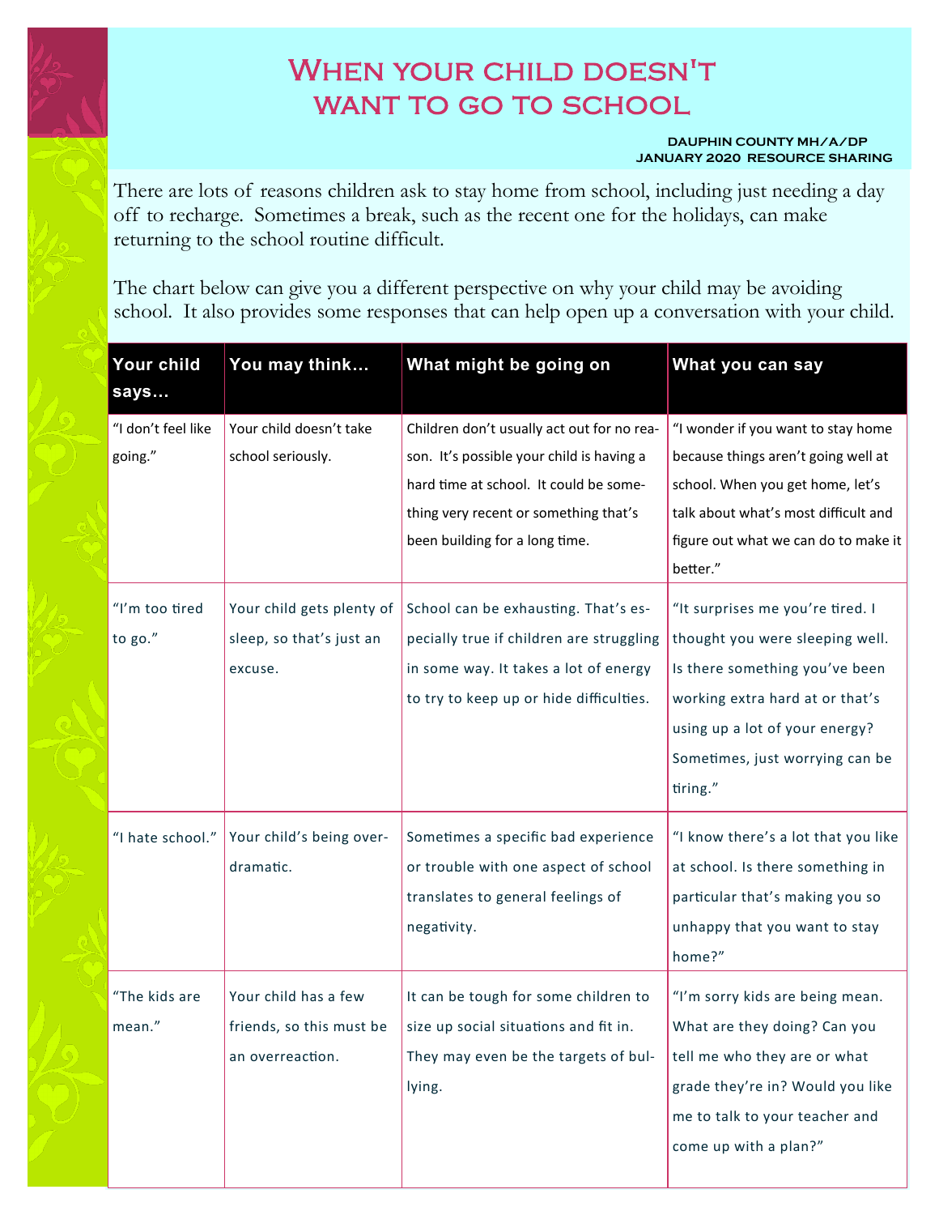# When your child doesn't want to go to school

**DAUPHIN COUNTY MH/A/DP**
**JANUARY 2020 RESOURCE SHARING**

There are lots of reasons children ask to stay home from school, including just needing a day off to recharge. Sometimes a break, such as the recent one for the holidays, can make returning to the school routine difficult.

The chart below can give you a different perspective on why your child may be avoiding school. It also provides some responses that can help open up a conversation with your child.

| Your child says… | You may think… | What might be going on | What you can say |
|---|---|---|---|
| "I don't feel like going." | Your child doesn't take school seriously. | Children don't usually act out for no reason. It's possible your child is having a hard time at school. It could be something very recent or something that's been building for a long time. | "I wonder if you want to stay home because things aren't going well at school. When you get home, let's talk about what's most difficult and figure out what we can do to make it better." |
| "I'm too tired to go." | Your child gets plenty of sleep, so that's just an excuse. | School can be exhausting. That's especially true if children are struggling in some way. It takes a lot of energy to try to keep up or hide difficulties. | "It surprises me you're tired. I thought you were sleeping well. Is there something you've been working extra hard at or that's using up a lot of your energy? Sometimes, just worrying can be tiring." |
| "I hate school." | Your child's being overdramatic. | Sometimes a specific bad experience or trouble with one aspect of school translates to general feelings of negativity. | "I know there's a lot that you like at school. Is there something in particular that's making you so unhappy that you want to stay home?" |
| "The kids are mean." | Your child has a few friends, so this must be an overreaction. | It can be tough for some children to size up social situations and fit in. They may even be the targets of bullying. | "I'm sorry kids are being mean. What are they doing? Can you tell me who they are or what grade they're in? Would you like me to talk to your teacher and come up with a plan?" |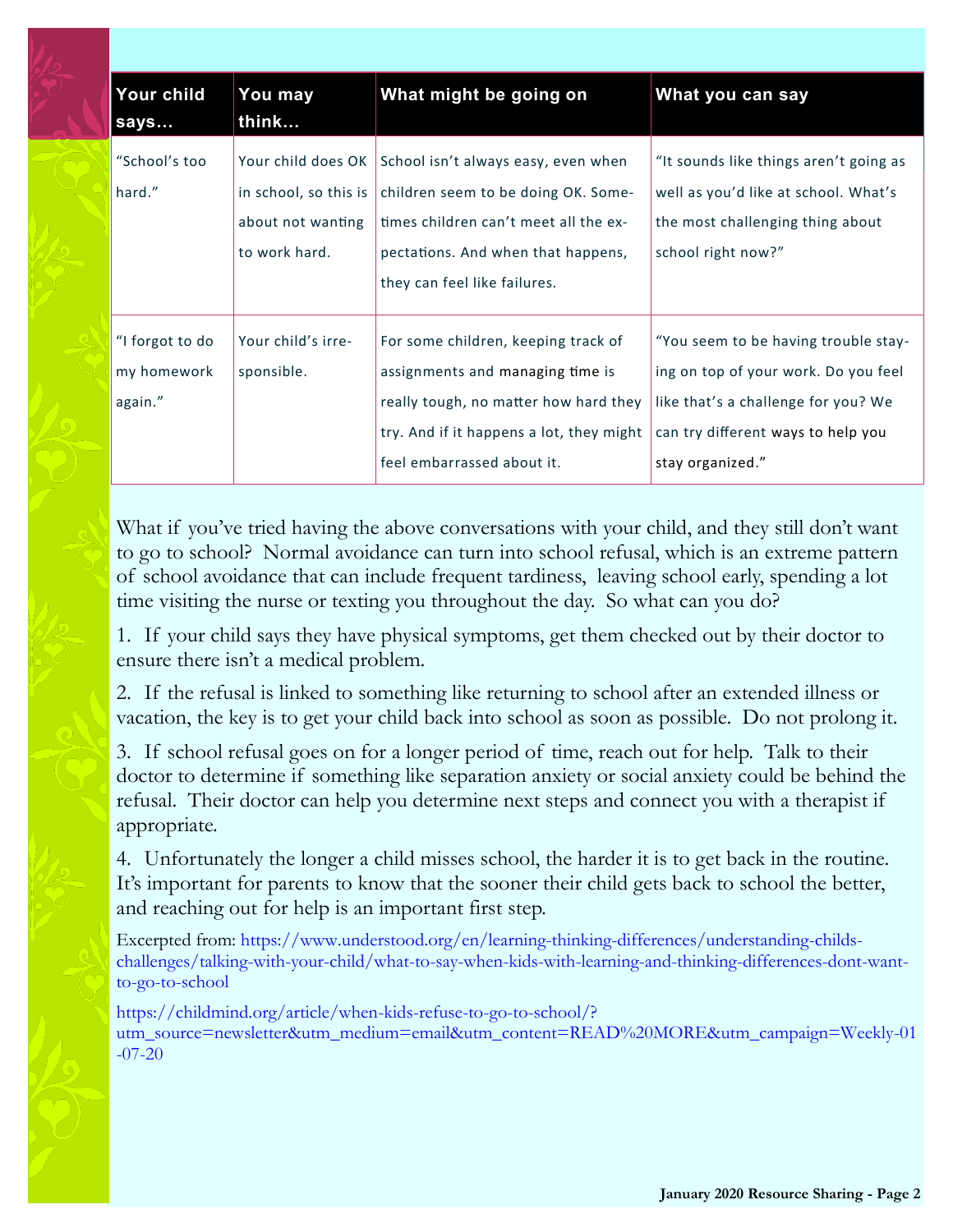| Your child says… | You may think… | What might be going on | What you can say |
|---|---|---|---|
| "School's too hard." | Your child does OK in school, so this is about not wanting to work hard. | School isn't always easy, even when children seem to be doing OK. Sometimes children can't meet all the expectations. And when that happens, they can feel like failures. | "It sounds like things aren't going as well as you'd like at school. What's the most challenging thing about school right now?" |
| "I forgot to do my homework again." | Your child's irresponsible. | For some children, keeping track of assignments and managing time is really tough, no matter how hard they try. And if it happens a lot, they might feel embarrassed about it. | "You seem to be having trouble staying on top of your work. Do you feel like that's a challenge for you? We can try different ways to help you stay organized." |

What if you've tried having the above conversations with your child, and they still don't want to go to school? Normal avoidance can turn into school refusal, which is an extreme pattern of school avoidance that can include frequent tardiness, leaving school early, spending a lot time visiting the nurse or texting you throughout the day. So what can you do?

1. If your child says they have physical symptoms, get them checked out by their doctor to ensure there isn't a medical problem.

2. If the refusal is linked to something like returning to school after an extended illness or vacation, the key is to get your child back into school as soon as possible. Do not prolong it.

3. If school refusal goes on for a longer period of time, reach out for help. Talk to their doctor to determine if something like separation anxiety or social anxiety could be behind the refusal. Their doctor can help you determine next steps and connect you with a therapist if appropriate.

4. Unfortunately the longer a child misses school, the harder it is to get back in the routine. It's important for parents to know that the sooner their child gets back to school the better, and reaching out for help is an important first step.

Excerpted from: https://www.understood.org/en/learning-thinking-differences/understanding-childs-challenges/talking-with-your-child/what-to-say-when-kids-with-learning-and-thinking-differences-dont-want-to-go-to-school

https://childmind.org/article/when-kids-refuse-to-go-to-school/?utm_source=newsletter&utm_medium=email&utm_content=READ%20MORE&utm_campaign=Weekly-01-07-20